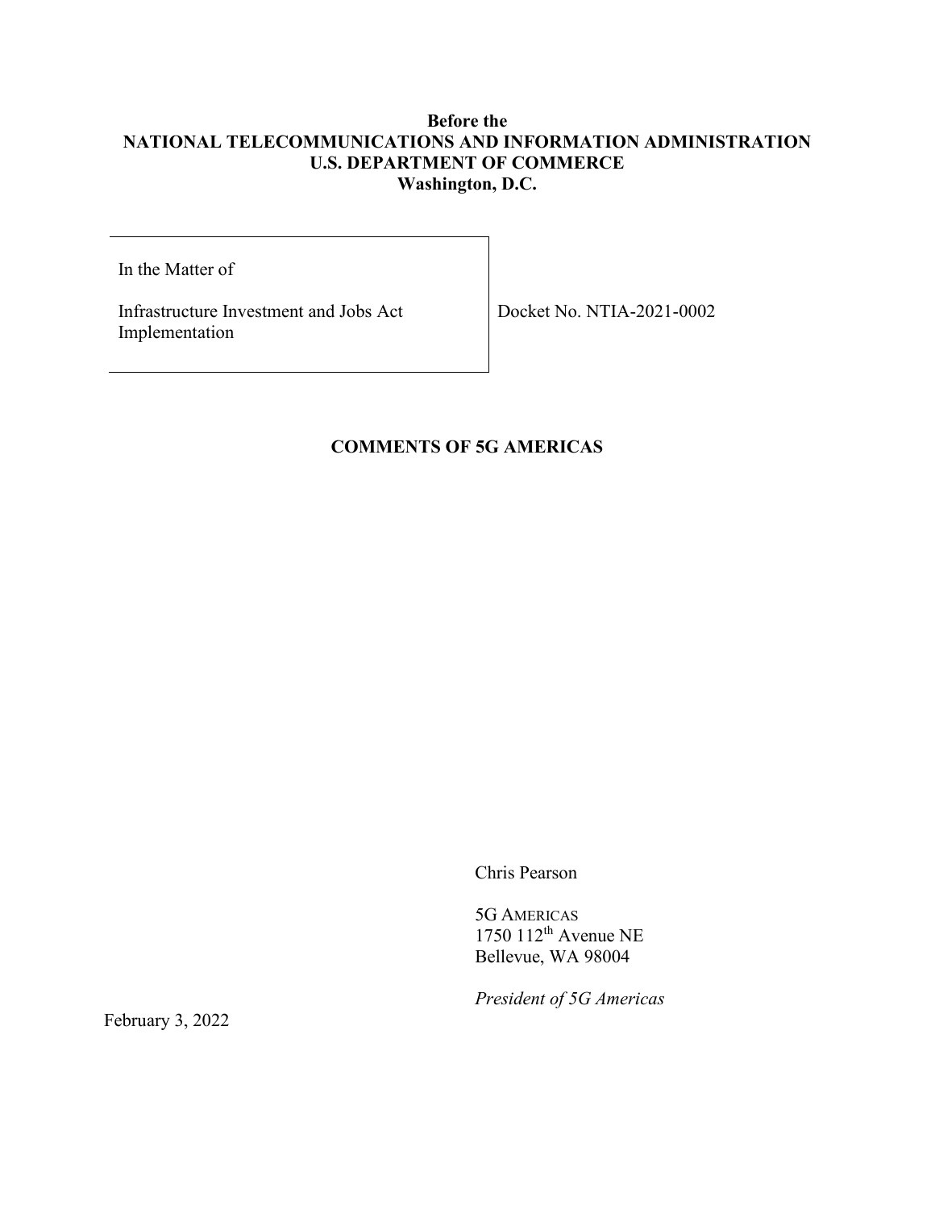**Before the**
**NATIONAL TELECOMMUNICATIONS AND INFORMATION ADMINISTRATION**
**U.S. DEPARTMENT OF COMMERCE**
**Washington, D.C.**

| In the Matter of<br><br>Infrastructure Investment and Jobs Act Implementation | Docket No. NTIA-2021-0002 |
|---|---|

**COMMENTS OF 5G AMERICAS**

Chris Pearson

5G AMERICAS
1750 112th Avenue NE
Bellevue, WA 98004

*President of 5G Americas*

February 3, 2022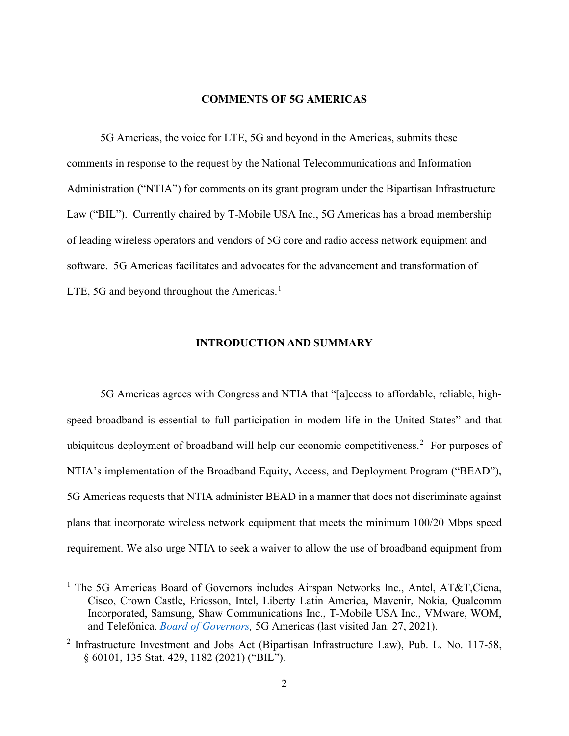**COMMENTS OF 5G AMERICAS**

5G Americas, the voice for LTE, 5G and beyond in the Americas, submits these comments in response to the request by the National Telecommunications and Information Administration ("NTIA") for comments on its grant program under the Bipartisan Infrastructure Law ("BIL"). Currently chaired by T-Mobile USA Inc., 5G Americas has a broad membership of leading wireless operators and vendors of 5G core and radio access network equipment and software. 5G Americas facilitates and advocates for the advancement and transformation of LTE, 5G and beyond throughout the Americas.[1]

**INTRODUCTION AND SUMMARY**

5G Americas agrees with Congress and NTIA that "[a]ccess to affordable, reliable, high-speed broadband is essential to full participation in modern life in the United States" and that ubiquitous deployment of broadband will help our economic competitiveness.[2] For purposes of NTIA's implementation of the Broadband Equity, Access, and Deployment Program ("BEAD"), 5G Americas requests that NTIA administer BEAD in a manner that does not discriminate against plans that incorporate wireless network equipment that meets the minimum 100/20 Mbps speed requirement. We also urge NTIA to seek a waiver to allow the use of broadband equipment from

---

[1] The 5G Americas Board of Governors includes Airspan Networks Inc., Antel, AT&T,Ciena, Cisco, Crown Castle, Ericsson, Intel, Liberty Latin America, Mavenir, Nokia, Qualcomm Incorporated, Samsung, Shaw Communications Inc., T-Mobile USA Inc., VMware, WOM, and Telefónica. *Board of Governors,* 5G Americas (last visited Jan. 27, 2021).

[2] Infrastructure Investment and Jobs Act (Bipartisan Infrastructure Law), Pub. L. No. 117-58, § 60101, 135 Stat. 429, 1182 (2021) ("BIL").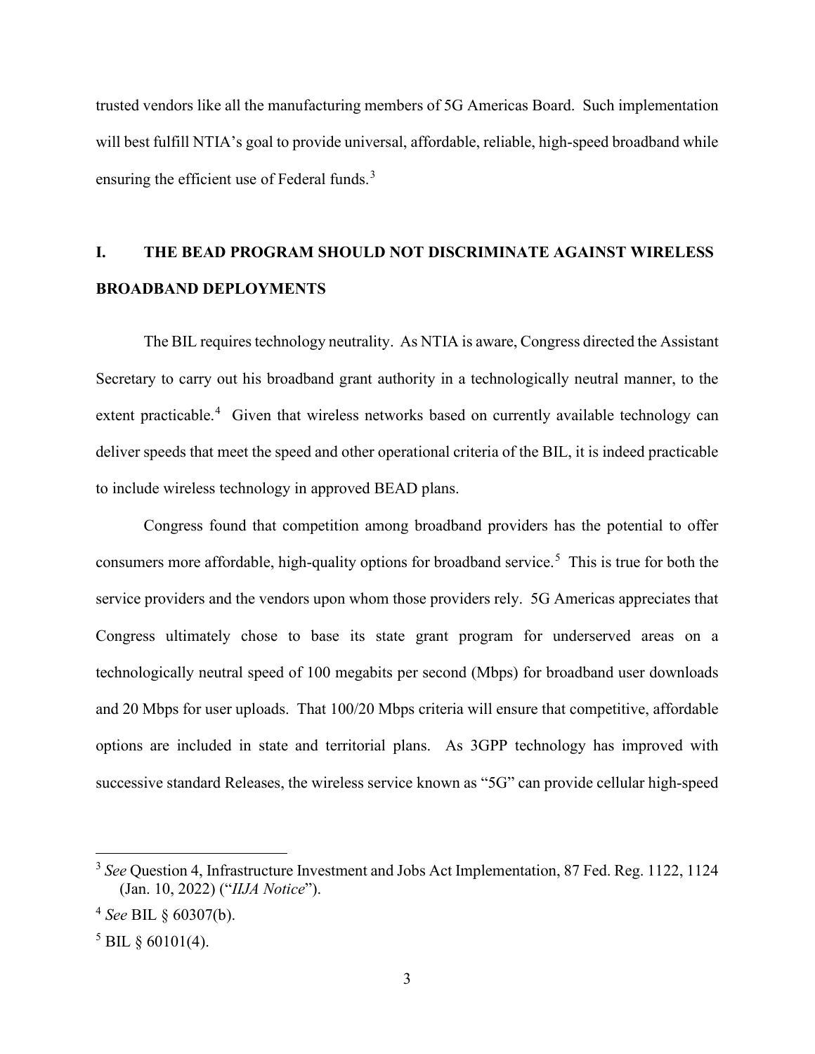trusted vendors like all the manufacturing members of 5G Americas Board. Such implementation will best fulfill NTIA's goal to provide universal, affordable, reliable, high-speed broadband while ensuring the efficient use of Federal funds.[3]

## I. THE BEAD PROGRAM SHOULD NOT DISCRIMINATE AGAINST WIRELESS BROADBAND DEPLOYMENTS

The BIL requires technology neutrality. As NTIA is aware, Congress directed the Assistant Secretary to carry out his broadband grant authority in a technologically neutral manner, to the extent practicable.[4] Given that wireless networks based on currently available technology can deliver speeds that meet the speed and other operational criteria of the BIL, it is indeed practicable to include wireless technology in approved BEAD plans.

Congress found that competition among broadband providers has the potential to offer consumers more affordable, high-quality options for broadband service.[5] This is true for both the service providers and the vendors upon whom those providers rely. 5G Americas appreciates that Congress ultimately chose to base its state grant program for underserved areas on a technologically neutral speed of 100 megabits per second (Mbps) for broadband user downloads and 20 Mbps for user uploads. That 100/20 Mbps criteria will ensure that competitive, affordable options are included in state and territorial plans. As 3GPP technology has improved with successive standard Releases, the wireless service known as "5G" can provide cellular high-speed

---

[3] *See* Question 4, Infrastructure Investment and Jobs Act Implementation, 87 Fed. Reg. 1122, 1124 (Jan. 10, 2022) ("*IIJA Notice*").

[4] *See* BIL § 60307(b).

[5] BIL § 60101(4).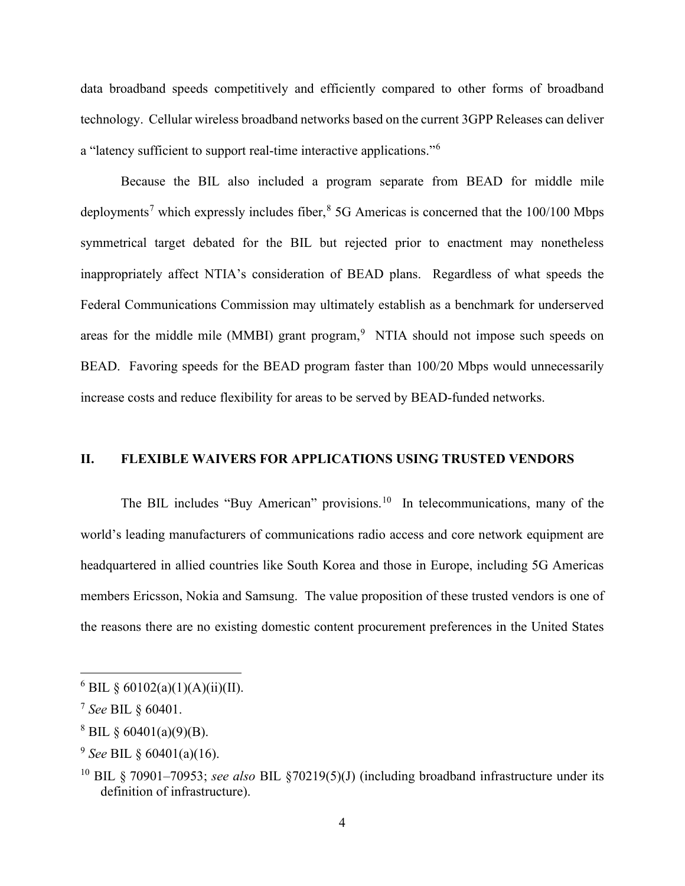data broadband speeds competitively and efficiently compared to other forms of broadband technology. Cellular wireless broadband networks based on the current 3GPP Releases can deliver a "latency sufficient to support real-time interactive applications."[6]

Because the BIL also included a program separate from BEAD for middle mile deployments[7] which expressly includes fiber,[8] 5G Americas is concerned that the 100/100 Mbps symmetrical target debated for the BIL but rejected prior to enactment may nonetheless inappropriately affect NTIA's consideration of BEAD plans. Regardless of what speeds the Federal Communications Commission may ultimately establish as a benchmark for underserved areas for the middle mile (MMBI) grant program,[9] NTIA should not impose such speeds on BEAD. Favoring speeds for the BEAD program faster than 100/20 Mbps would unnecessarily increase costs and reduce flexibility for areas to be served by BEAD-funded networks.

## II. FLEXIBLE WAIVERS FOR APPLICATIONS USING TRUSTED VENDORS

The BIL includes "Buy American" provisions.[10] In telecommunications, many of the world's leading manufacturers of communications radio access and core network equipment are headquartered in allied countries like South Korea and those in Europe, including 5G Americas members Ericsson, Nokia and Samsung. The value proposition of these trusted vendors is one of the reasons there are no existing domestic content procurement preferences in the United States

---

[6] BIL § 60102(a)(1)(A)(ii)(II).

[7] *See* BIL § 60401.

[8] BIL § 60401(a)(9)(B).

[9] *See* BIL § 60401(a)(16).

[10] BIL § 70901–70953; *see also* BIL §70219(5)(J) (including broadband infrastructure under its definition of infrastructure).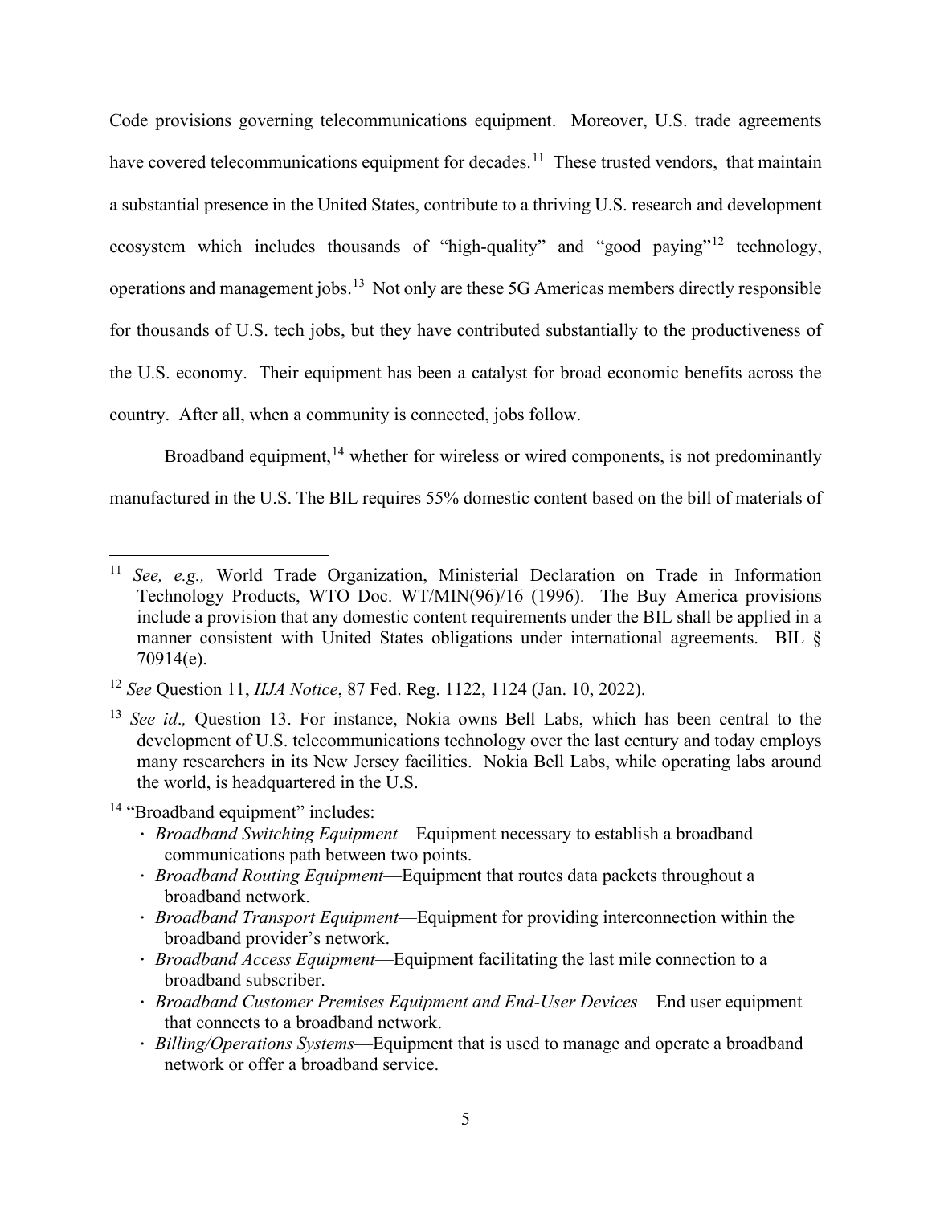Code provisions governing telecommunications equipment. Moreover, U.S. trade agreements have covered telecommunications equipment for decades.[11] These trusted vendors, that maintain a substantial presence in the United States, contribute to a thriving U.S. research and development ecosystem which includes thousands of "high-quality" and "good paying"[12] technology, operations and management jobs.[13] Not only are these 5G Americas members directly responsible for thousands of U.S. tech jobs, but they have contributed substantially to the productiveness of the U.S. economy. Their equipment has been a catalyst for broad economic benefits across the country. After all, when a community is connected, jobs follow.

Broadband equipment,[14] whether for wireless or wired components, is not predominantly manufactured in the U.S. The BIL requires 55% domestic content based on the bill of materials of

---

[11] *See, e.g.,* World Trade Organization, Ministerial Declaration on Trade in Information Technology Products, WTO Doc. WT/MIN(96)/16 (1996). The Buy America provisions include a provision that any domestic content requirements under the BIL shall be applied in a manner consistent with United States obligations under international agreements. BIL § 70914(e).

[12] *See* Question 11, *IIJA Notice*, 87 Fed. Reg. 1122, 1124 (Jan. 10, 2022).

[13] *See id*., Question 13. For instance, Nokia owns Bell Labs, which has been central to the development of U.S. telecommunications technology over the last century and today employs many researchers in its New Jersey facilities. Nokia Bell Labs, while operating labs around the world, is headquartered in the U.S.

[14] "Broadband equipment" includes:

- *Broadband Switching Equipment*—Equipment necessary to establish a broadband communications path between two points.
- *Broadband Routing Equipment*—Equipment that routes data packets throughout a broadband network.
- *Broadband Transport Equipment*—Equipment for providing interconnection within the broadband provider's network.
- *Broadband Access Equipment*—Equipment facilitating the last mile connection to a broadband subscriber.
- *Broadband Customer Premises Equipment and End-User Devices*—End user equipment that connects to a broadband network.
- *Billing/Operations Systems*—Equipment that is used to manage and operate a broadband network or offer a broadband service.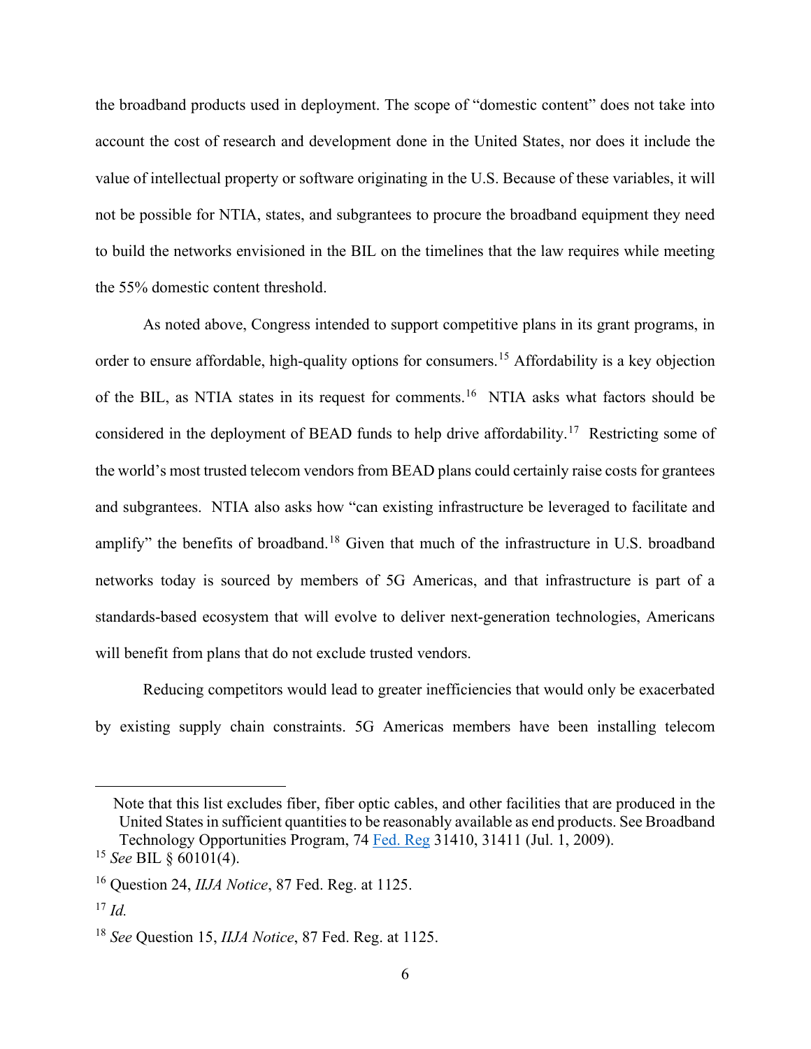the broadband products used in deployment. The scope of "domestic content" does not take into account the cost of research and development done in the United States, nor does it include the value of intellectual property or software originating in the U.S. Because of these variables, it will not be possible for NTIA, states, and subgrantees to procure the broadband equipment they need to build the networks envisioned in the BIL on the timelines that the law requires while meeting the 55% domestic content threshold.

As noted above, Congress intended to support competitive plans in its grant programs, in order to ensure affordable, high-quality options for consumers.[15] Affordability is a key objection of the BIL, as NTIA states in its request for comments.[16] NTIA asks what factors should be considered in the deployment of BEAD funds to help drive affordability.[17] Restricting some of the world's most trusted telecom vendors from BEAD plans could certainly raise costs for grantees and subgrantees. NTIA also asks how "can existing infrastructure be leveraged to facilitate and amplify" the benefits of broadband.[18] Given that much of the infrastructure in U.S. broadband networks today is sourced by members of 5G Americas, and that infrastructure is part of a standards-based ecosystem that will evolve to deliver next-generation technologies, Americans will benefit from plans that do not exclude trusted vendors.

Reducing competitors would lead to greater inefficiencies that would only be exacerbated by existing supply chain constraints. 5G Americas members have been installing telecom

---

Note that this list excludes fiber, fiber optic cables, and other facilities that are produced in the United States in sufficient quantities to be reasonably available as end products. See Broadband Technology Opportunities Program, 74 Fed. Reg 31410, 31411 (Jul. 1, 2009).

[15] *See* BIL § 60101(4).

[16] Question 24, *IIJA Notice*, 87 Fed. Reg. at 1125.

[17] *Id.*

[18] *See* Question 15, *IIJA Notice*, 87 Fed. Reg. at 1125.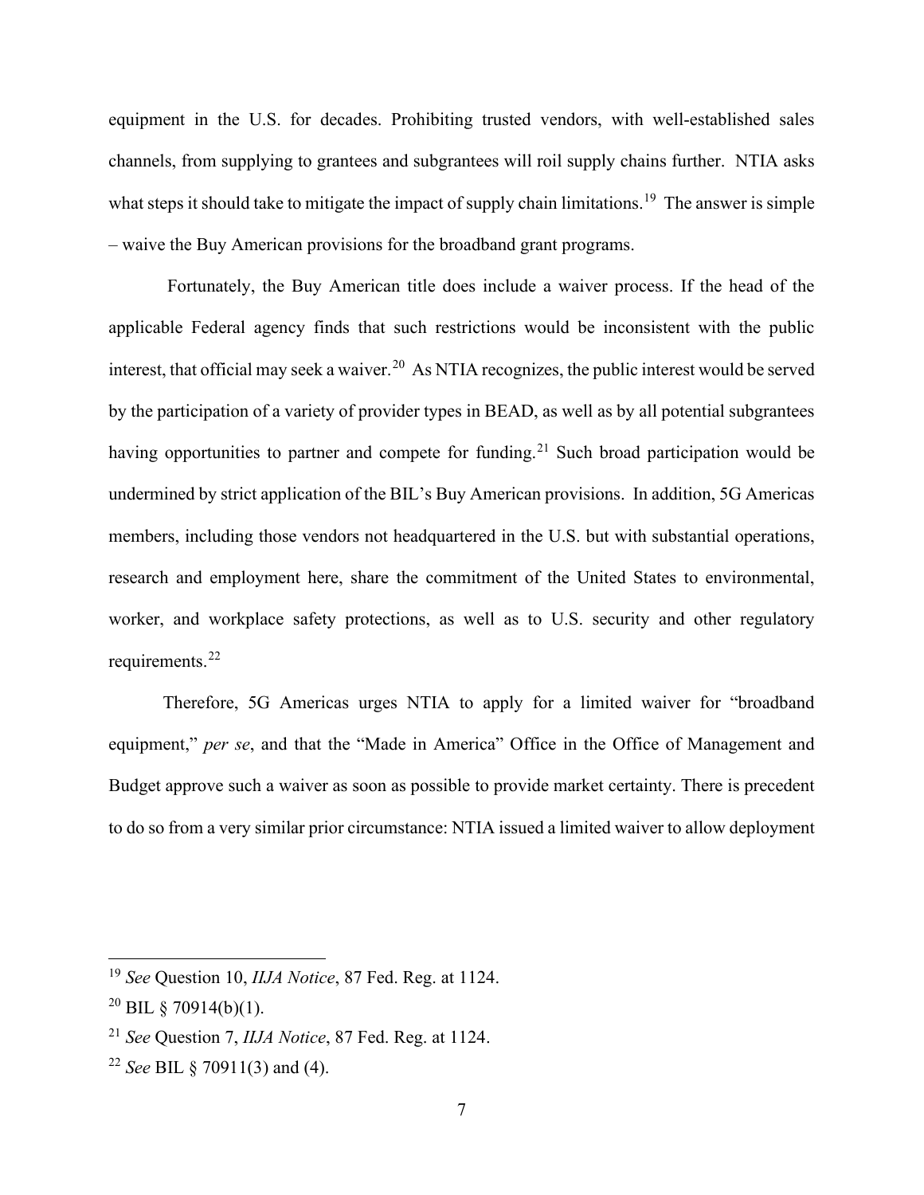equipment in the U.S. for decades. Prohibiting trusted vendors, with well-established sales channels, from supplying to grantees and subgrantees will roil supply chains further. NTIA asks what steps it should take to mitigate the impact of supply chain limitations.[19] The answer is simple – waive the Buy American provisions for the broadband grant programs.

Fortunately, the Buy American title does include a waiver process. If the head of the applicable Federal agency finds that such restrictions would be inconsistent with the public interest, that official may seek a waiver.[20] As NTIA recognizes, the public interest would be served by the participation of a variety of provider types in BEAD, as well as by all potential subgrantees having opportunities to partner and compete for funding.[21] Such broad participation would be undermined by strict application of the BIL's Buy American provisions. In addition, 5G Americas members, including those vendors not headquartered in the U.S. but with substantial operations, research and employment here, share the commitment of the United States to environmental, worker, and workplace safety protections, as well as to U.S. security and other regulatory requirements.[22]

Therefore, 5G Americas urges NTIA to apply for a limited waiver for "broadband equipment," *per se*, and that the "Made in America" Office in the Office of Management and Budget approve such a waiver as soon as possible to provide market certainty. There is precedent to do so from a very similar prior circumstance: NTIA issued a limited waiver to allow deployment

---

[19] *See* Question 10, *IIJA Notice*, 87 Fed. Reg. at 1124.

[20] BIL § 70914(b)(1).

[21] *See* Question 7, *IIJA Notice*, 87 Fed. Reg. at 1124.

[22] *See* BIL § 70911(3) and (4).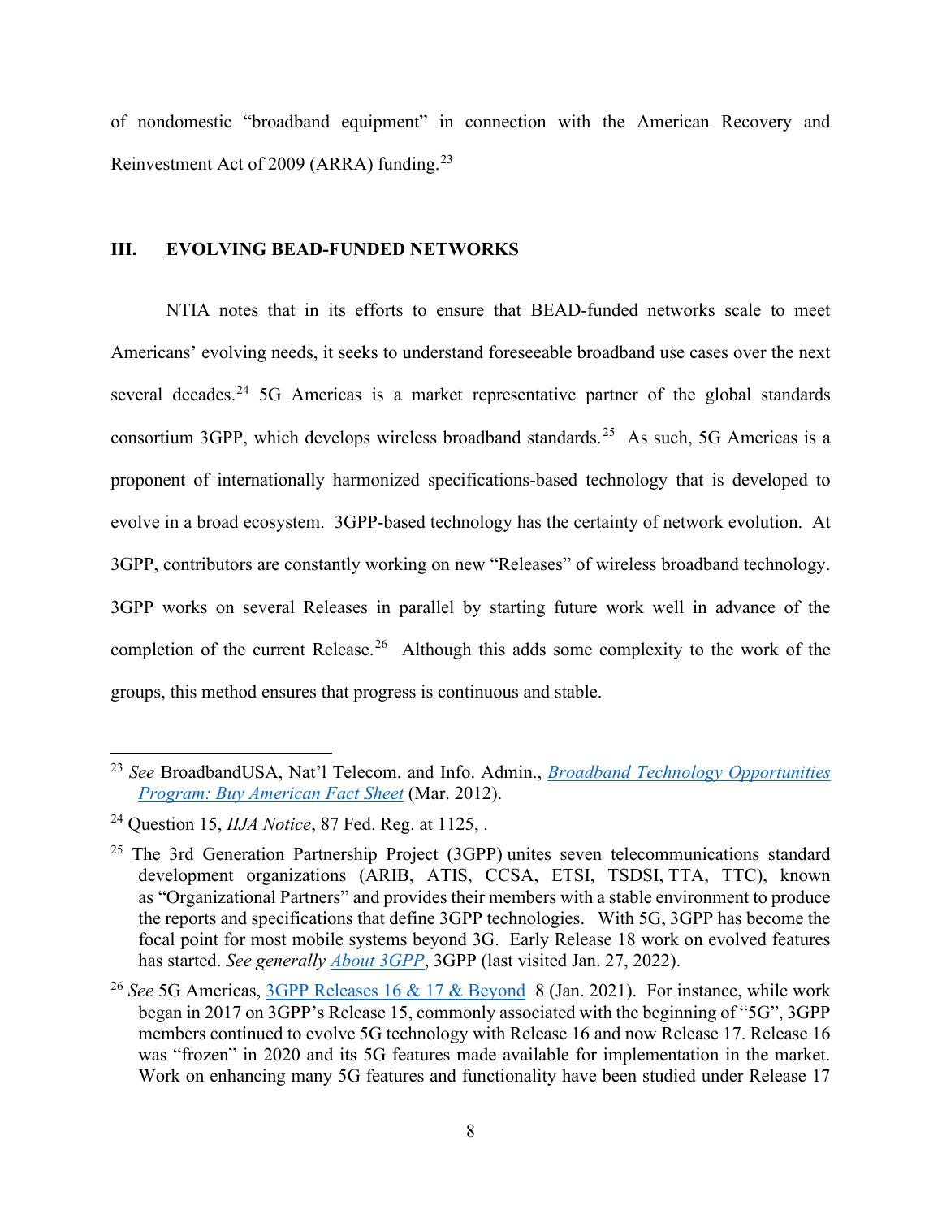of nondomestic "broadband equipment" in connection with the American Recovery and Reinvestment Act of 2009 (ARRA) funding.[23]

## III. EVOLVING BEAD-FUNDED NETWORKS

NTIA notes that in its efforts to ensure that BEAD-funded networks scale to meet Americans' evolving needs, it seeks to understand foreseeable broadband use cases over the next several decades.[24] 5G Americas is a market representative partner of the global standards consortium 3GPP, which develops wireless broadband standards.[25] As such, 5G Americas is a proponent of internationally harmonized specifications-based technology that is developed to evolve in a broad ecosystem. 3GPP-based technology has the certainty of network evolution. At 3GPP, contributors are constantly working on new "Releases" of wireless broadband technology. 3GPP works on several Releases in parallel by starting future work well in advance of the completion of the current Release.[26] Although this adds some complexity to the work of the groups, this method ensures that progress is continuous and stable.

---

[23] *See* BroadbandUSA, Nat'l Telecom. and Info. Admin., *Broadband Technology Opportunities Program: Buy American Fact Sheet* (Mar. 2012).

[24] Question 15, *IIJA Notice*, 87 Fed. Reg. at 1125, .

[25] The 3rd Generation Partnership Project (3GPP) unites seven telecommunications standard development organizations (ARIB, ATIS, CCSA, ETSI, TSDSI, TTA, TTC), known as "Organizational Partners" and provides their members with a stable environment to produce the reports and specifications that define 3GPP technologies. With 5G, 3GPP has become the focal point for most mobile systems beyond 3G. Early Release 18 work on evolved features has started. *See generally* *About 3GPP*, 3GPP (last visited Jan. 27, 2022).

[26] *See* 5G Americas, 3GPP Releases 16 & 17 & Beyond 8 (Jan. 2021). For instance, while work began in 2017 on 3GPP's Release 15, commonly associated with the beginning of "5G", 3GPP members continued to evolve 5G technology with Release 16 and now Release 17. Release 16 was "frozen" in 2020 and its 5G features made available for implementation in the market. Work on enhancing many 5G features and functionality have been studied under Release 17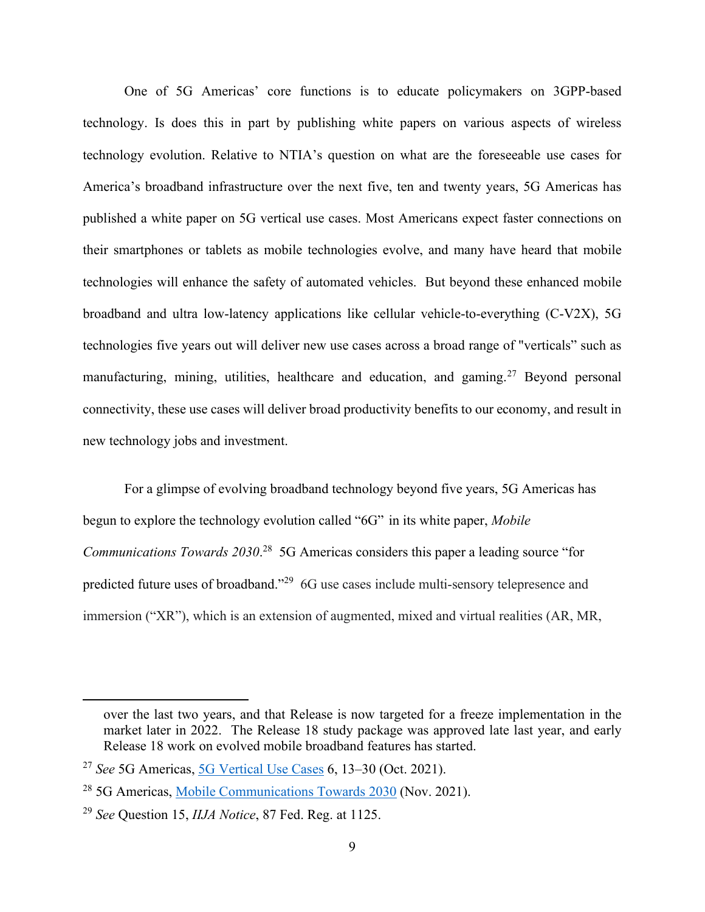One of 5G Americas' core functions is to educate policymakers on 3GPP-based technology. Is does this in part by publishing white papers on various aspects of wireless technology evolution. Relative to NTIA's question on what are the foreseeable use cases for America's broadband infrastructure over the next five, ten and twenty years, 5G Americas has published a white paper on 5G vertical use cases. Most Americans expect faster connections on their smartphones or tablets as mobile technologies evolve, and many have heard that mobile technologies will enhance the safety of automated vehicles. But beyond these enhanced mobile broadband and ultra low-latency applications like cellular vehicle-to-everything (C-V2X), 5G technologies five years out will deliver new use cases across a broad range of "verticals" such as manufacturing, mining, utilities, healthcare and education, and gaming.[27] Beyond personal connectivity, these use cases will deliver broad productivity benefits to our economy, and result in new technology jobs and investment.

For a glimpse of evolving broadband technology beyond five years, 5G Americas has begun to explore the technology evolution called "6G" in its white paper, *Mobile Communications Towards 2030*.[28] 5G Americas considers this paper a leading source "for predicted future uses of broadband."[29] 6G use cases include multi-sensory telepresence and immersion ("XR"), which is an extension of augmented, mixed and virtual realities (AR, MR,

---

over the last two years, and that Release is now targeted for a freeze implementation in the market later in 2022. The Release 18 study package was approved late last year, and early Release 18 work on evolved mobile broadband features has started.

[27] *See* 5G Americas, 5G Vertical Use Cases 6, 13–30 (Oct. 2021).

[28] 5G Americas, Mobile Communications Towards 2030 (Nov. 2021).

[29] *See* Question 15, *IIJA Notice*, 87 Fed. Reg. at 1125.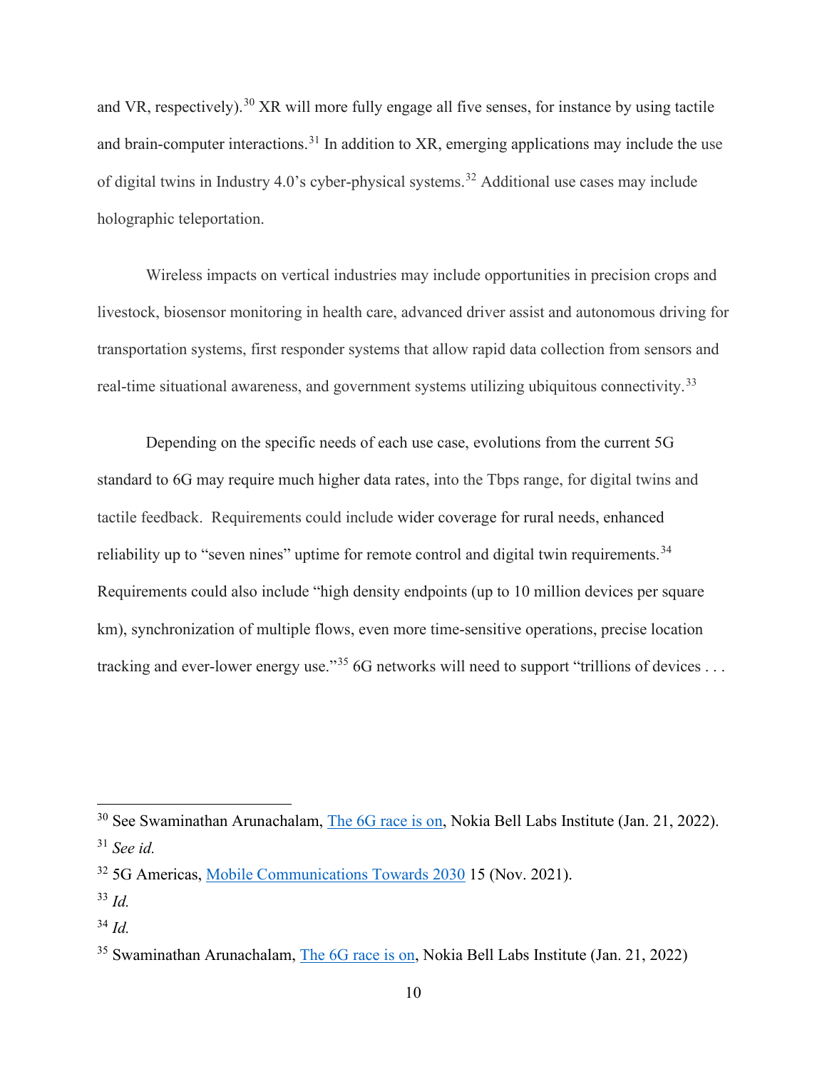and VR, respectively).[30] XR will more fully engage all five senses, for instance by using tactile and brain-computer interactions.[31] In addition to XR, emerging applications may include the use of digital twins in Industry 4.0's cyber-physical systems.[32] Additional use cases may include holographic teleportation.

Wireless impacts on vertical industries may include opportunities in precision crops and livestock, biosensor monitoring in health care, advanced driver assist and autonomous driving for transportation systems, first responder systems that allow rapid data collection from sensors and real-time situational awareness, and government systems utilizing ubiquitous connectivity.[33]

Depending on the specific needs of each use case, evolutions from the current 5G standard to 6G may require much higher data rates, into the Tbps range, for digital twins and tactile feedback. Requirements could include wider coverage for rural needs, enhanced reliability up to "seven nines" uptime for remote control and digital twin requirements.[34] Requirements could also include "high density endpoints (up to 10 million devices per square km), synchronization of multiple flows, even more time-sensitive operations, precise location tracking and ever-lower energy use."[35] 6G networks will need to support "trillions of devices . . .

---

[30] See Swaminathan Arunachalam, [The 6G race is on](), Nokia Bell Labs Institute (Jan. 21, 2022).

[31] *See id.*

[32] 5G Americas, [Mobile Communications Towards 2030]() 15 (Nov. 2021).

[33] *Id.*

[34] *Id.*

[35] Swaminathan Arunachalam, [The 6G race is on](), Nokia Bell Labs Institute (Jan. 21, 2022)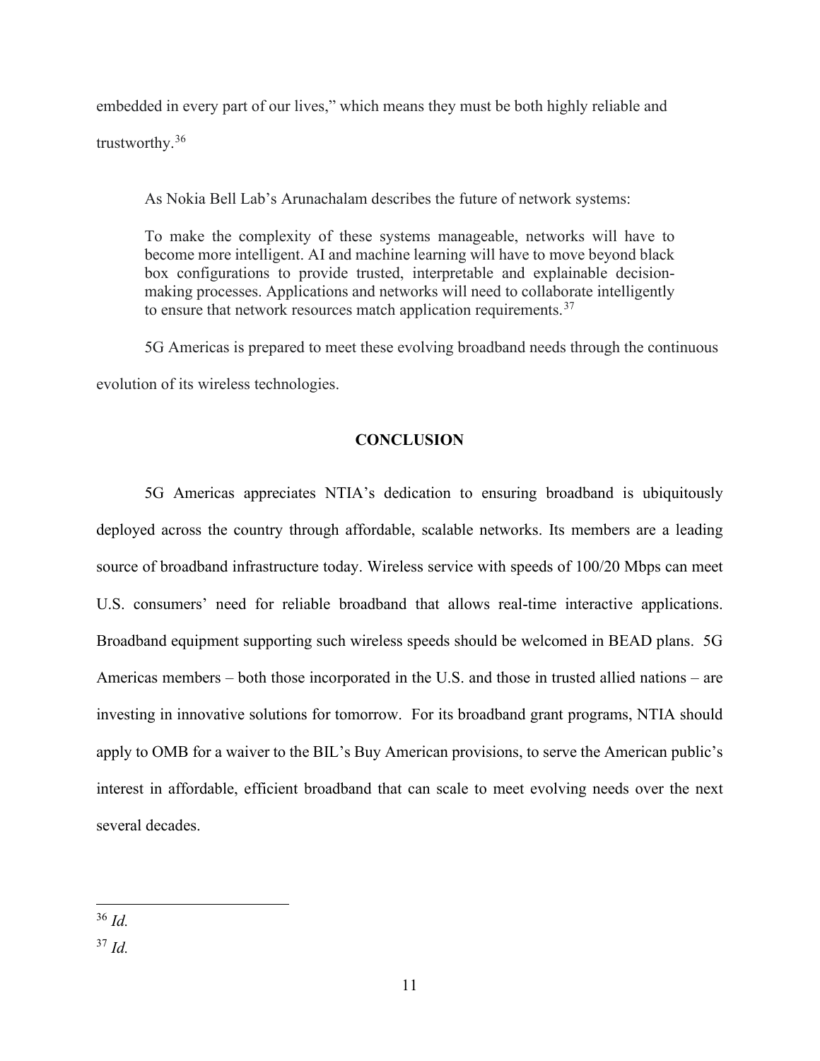embedded in every part of our lives," which means they must be both highly reliable and trustworthy.[36]

As Nokia Bell Lab's Arunachalam describes the future of network systems:

> To make the complexity of these systems manageable, networks will have to become more intelligent. AI and machine learning will have to move beyond black box configurations to provide trusted, interpretable and explainable decision-making processes. Applications and networks will need to collaborate intelligently to ensure that network resources match application requirements.[37]

5G Americas is prepared to meet these evolving broadband needs through the continuous evolution of its wireless technologies.

## CONCLUSION

5G Americas appreciates NTIA's dedication to ensuring broadband is ubiquitously deployed across the country through affordable, scalable networks. Its members are a leading source of broadband infrastructure today. Wireless service with speeds of 100/20 Mbps can meet U.S. consumers' need for reliable broadband that allows real-time interactive applications. Broadband equipment supporting such wireless speeds should be welcomed in BEAD plans. 5G Americas members – both those incorporated in the U.S. and those in trusted allied nations – are investing in innovative solutions for tomorrow. For its broadband grant programs, NTIA should apply to OMB for a waiver to the BIL's Buy American provisions, to serve the American public's interest in affordable, efficient broadband that can scale to meet evolving needs over the next several decades.

---

[36] *Id.*

[37] *Id.*